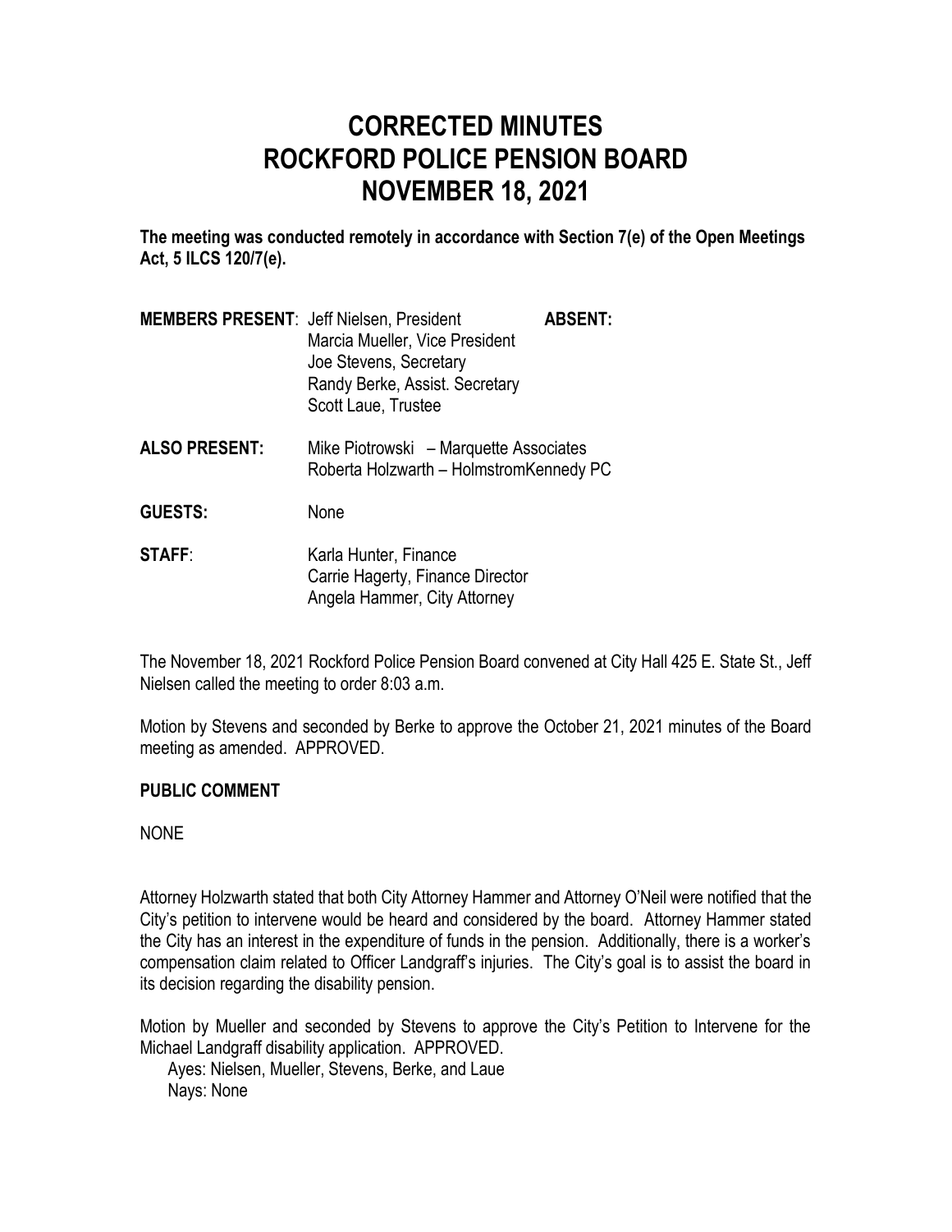# CORRECTED MINUTES
# ROCKFORD POLICE PENSION BOARD
# NOVEMBER 18, 2021

**The meeting was conducted remotely in accordance with Section 7(e) of the Open Meetings Act, 5 ILCS 120/7(e).**

**MEMBERS PRESENT**: Jeff Nielsen, President
Marcia Mueller, Vice President
Joe Stevens, Secretary
Randy Berke, Assist. Secretary
Scott Laue, Trustee

**ABSENT:**

**ALSO PRESENT:** Mike Piotrowski – Marquette Associates
Roberta Holzwarth – HolmstromKennedy PC

**GUESTS:** None

**STAFF**: Karla Hunter, Finance
Carrie Hagerty, Finance Director
Angela Hammer, City Attorney

The November 18, 2021 Rockford Police Pension Board convened at City Hall 425 E. State St., Jeff Nielsen called the meeting to order 8:03 a.m.

Motion by Stevens and seconded by Berke to approve the October 21, 2021 minutes of the Board meeting as amended. APPROVED.

**PUBLIC COMMENT**

NONE

Attorney Holzwarth stated that both City Attorney Hammer and Attorney O'Neil were notified that the City's petition to intervene would be heard and considered by the board. Attorney Hammer stated the City has an interest in the expenditure of funds in the pension. Additionally, there is a worker's compensation claim related to Officer Landgraff's injuries. The City's goal is to assist the board in its decision regarding the disability pension.

Motion by Mueller and seconded by Stevens to approve the City's Petition to Intervene for the Michael Landgraff disability application. APPROVED.

Ayes: Nielsen, Mueller, Stevens, Berke, and Laue
Nays: None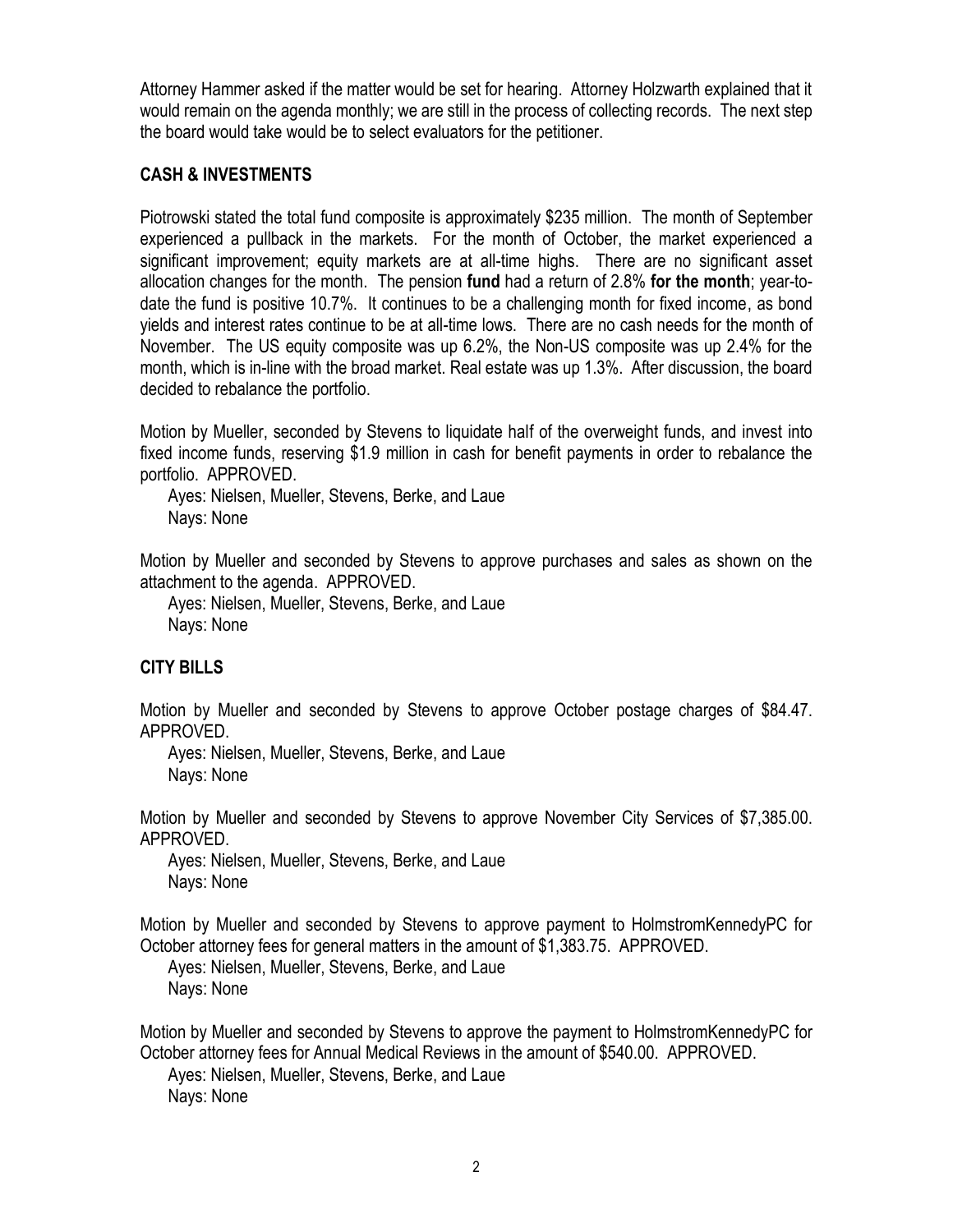Attorney Hammer asked if the matter would be set for hearing. Attorney Holzwarth explained that it would remain on the agenda monthly; we are still in the process of collecting records. The next step the board would take would be to select evaluators for the petitioner.

## CASH & INVESTMENTS

Piotrowski stated the total fund composite is approximately $235 million. The month of September experienced a pullback in the markets. For the month of October, the market experienced a significant improvement; equity markets are at all-time highs. There are no significant asset allocation changes for the month. The pension **fund** had a return of 2.8% **for the month**; year-to-date the fund is positive 10.7%. It continues to be a challenging month for fixed income, as bond yields and interest rates continue to be at all-time lows. There are no cash needs for the month of November. The US equity composite was up 6.2%, the Non-US composite was up 2.4% for the month, which is in-line with the broad market. Real estate was up 1.3%. After discussion, the board decided to rebalance the portfolio.

Motion by Mueller, seconded by Stevens to liquidate half of the overweight funds, and invest into fixed income funds, reserving $1.9 million in cash for benefit payments in order to rebalance the portfolio. APPROVED.

Ayes: Nielsen, Mueller, Stevens, Berke, and Laue
Nays: None

Motion by Mueller and seconded by Stevens to approve purchases and sales as shown on the attachment to the agenda. APPROVED.

Ayes: Nielsen, Mueller, Stevens, Berke, and Laue
Nays: None

## CITY BILLS

Motion by Mueller and seconded by Stevens to approve October postage charges of $84.47. APPROVED.

Ayes: Nielsen, Mueller, Stevens, Berke, and Laue
Nays: None

Motion by Mueller and seconded by Stevens to approve November City Services of $7,385.00. APPROVED.

Ayes: Nielsen, Mueller, Stevens, Berke, and Laue
Nays: None

Motion by Mueller and seconded by Stevens to approve payment to HolmstromKennedyPC for October attorney fees for general matters in the amount of $1,383.75. APPROVED.

Ayes: Nielsen, Mueller, Stevens, Berke, and Laue
Nays: None

Motion by Mueller and seconded by Stevens to approve the payment to HolmstromKennedyPC for October attorney fees for Annual Medical Reviews in the amount of $540.00. APPROVED.

Ayes: Nielsen, Mueller, Stevens, Berke, and Laue
Nays: None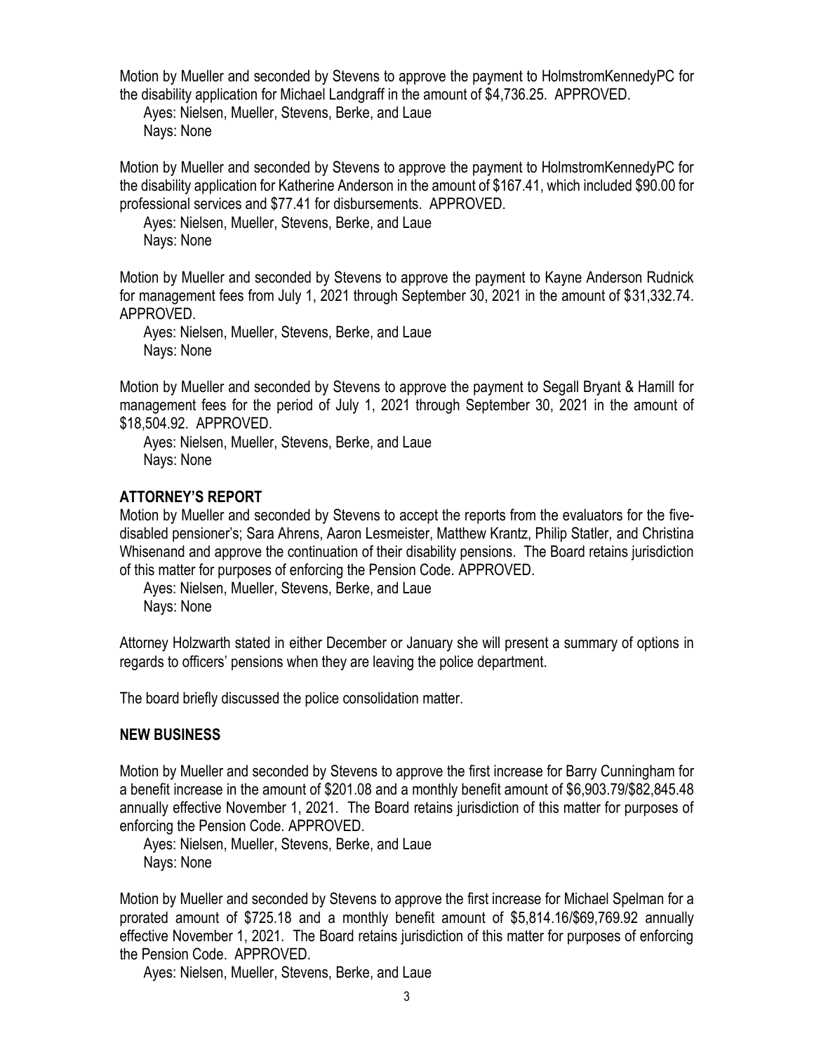Motion by Mueller and seconded by Stevens to approve the payment to HolmstromKennedyPC for the disability application for Michael Landgraff in the amount of $4,736.25. APPROVED.

Ayes: Nielsen, Mueller, Stevens, Berke, and Laue
Nays: None

Motion by Mueller and seconded by Stevens to approve the payment to HolmstromKennedyPC for the disability application for Katherine Anderson in the amount of $167.41, which included $90.00 for professional services and $77.41 for disbursements. APPROVED.

Ayes: Nielsen, Mueller, Stevens, Berke, and Laue
Nays: None

Motion by Mueller and seconded by Stevens to approve the payment to Kayne Anderson Rudnick for management fees from July 1, 2021 through September 30, 2021 in the amount of $31,332.74. APPROVED.

Ayes: Nielsen, Mueller, Stevens, Berke, and Laue
Nays: None

Motion by Mueller and seconded by Stevens to approve the payment to Segall Bryant & Hamill for management fees for the period of July 1, 2021 through September 30, 2021 in the amount of $18,504.92. APPROVED.

Ayes: Nielsen, Mueller, Stevens, Berke, and Laue
Nays: None

## ATTORNEY'S REPORT

Motion by Mueller and seconded by Stevens to accept the reports from the evaluators for the five-disabled pensioner's; Sara Ahrens, Aaron Lesmeister, Matthew Krantz, Philip Statler, and Christina Whisenand and approve the continuation of their disability pensions. The Board retains jurisdiction of this matter for purposes of enforcing the Pension Code. APPROVED.

Ayes: Nielsen, Mueller, Stevens, Berke, and Laue
Nays: None

Attorney Holzwarth stated in either December or January she will present a summary of options in regards to officers' pensions when they are leaving the police department.

The board briefly discussed the police consolidation matter.

## NEW BUSINESS

Motion by Mueller and seconded by Stevens to approve the first increase for Barry Cunningham for a benefit increase in the amount of $201.08 and a monthly benefit amount of $6,903.79/$82,845.48 annually effective November 1, 2021. The Board retains jurisdiction of this matter for purposes of enforcing the Pension Code. APPROVED.

Ayes: Nielsen, Mueller, Stevens, Berke, and Laue
Nays: None

Motion by Mueller and seconded by Stevens to approve the first increase for Michael Spelman for a prorated amount of $725.18 and a monthly benefit amount of $5,814.16/$69,769.92 annually effective November 1, 2021. The Board retains jurisdiction of this matter for purposes of enforcing the Pension Code. APPROVED.

Ayes: Nielsen, Mueller, Stevens, Berke, and Laue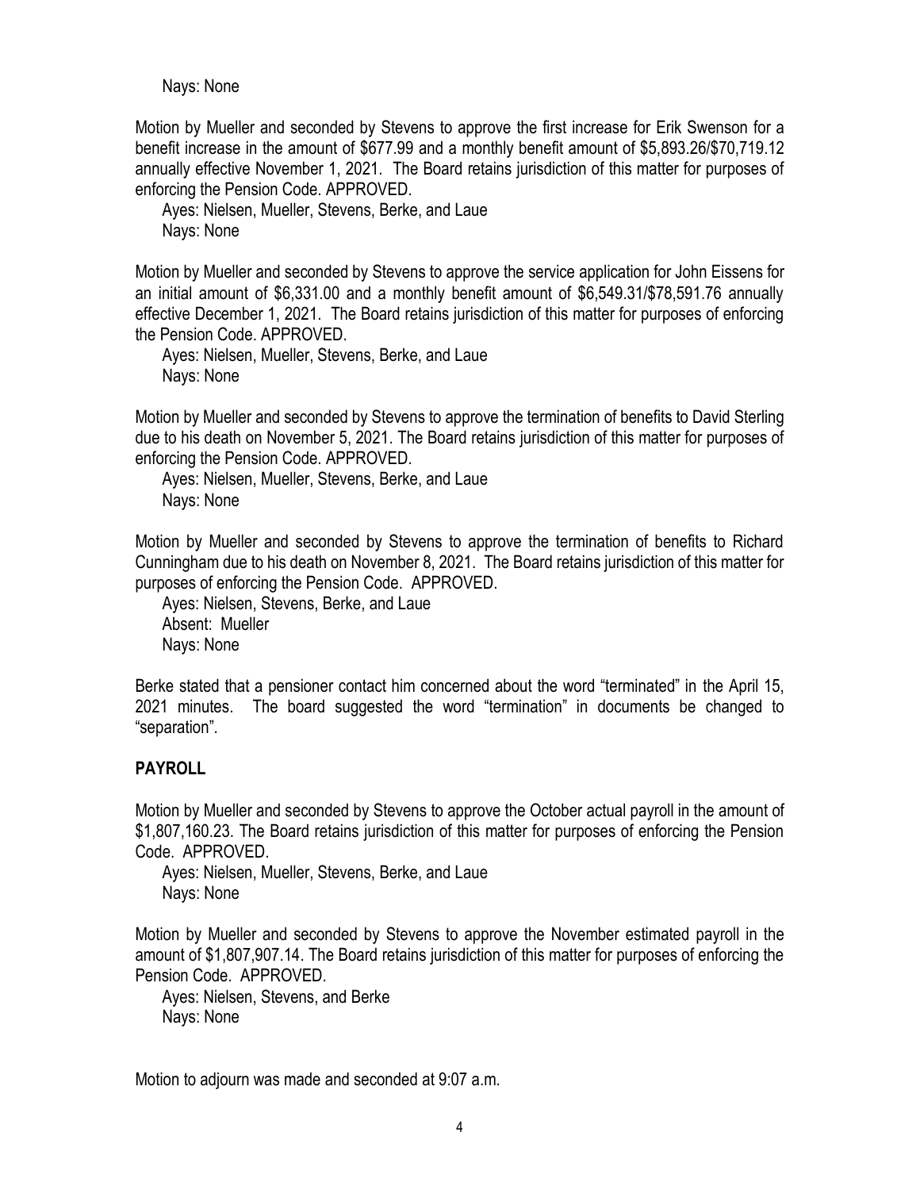Nays: None

Motion by Mueller and seconded by Stevens to approve the first increase for Erik Swenson for a benefit increase in the amount of $677.99 and a monthly benefit amount of $5,893.26/$70,719.12 annually effective November 1, 2021. The Board retains jurisdiction of this matter for purposes of enforcing the Pension Code. APPROVED.

Ayes: Nielsen, Mueller, Stevens, Berke, and Laue
Nays: None

Motion by Mueller and seconded by Stevens to approve the service application for John Eissens for an initial amount of $6,331.00 and a monthly benefit amount of $6,549.31/$78,591.76 annually effective December 1, 2021. The Board retains jurisdiction of this matter for purposes of enforcing the Pension Code. APPROVED.

Ayes: Nielsen, Mueller, Stevens, Berke, and Laue
Nays: None

Motion by Mueller and seconded by Stevens to approve the termination of benefits to David Sterling due to his death on November 5, 2021. The Board retains jurisdiction of this matter for purposes of enforcing the Pension Code. APPROVED.

Ayes: Nielsen, Mueller, Stevens, Berke, and Laue
Nays: None

Motion by Mueller and seconded by Stevens to approve the termination of benefits to Richard Cunningham due to his death on November 8, 2021. The Board retains jurisdiction of this matter for purposes of enforcing the Pension Code. APPROVED.

Ayes: Nielsen, Stevens, Berke, and Laue
Absent: Mueller
Nays: None

Berke stated that a pensioner contact him concerned about the word "terminated" in the April 15, 2021 minutes. The board suggested the word "termination" in documents be changed to "separation".

## PAYROLL

Motion by Mueller and seconded by Stevens to approve the October actual payroll in the amount of $1,807,160.23. The Board retains jurisdiction of this matter for purposes of enforcing the Pension Code. APPROVED.

Ayes: Nielsen, Mueller, Stevens, Berke, and Laue
Nays: None

Motion by Mueller and seconded by Stevens to approve the November estimated payroll in the amount of $1,807,907.14. The Board retains jurisdiction of this matter for purposes of enforcing the Pension Code. APPROVED.

Ayes: Nielsen, Stevens, and Berke
Nays: None

Motion to adjourn was made and seconded at 9:07 a.m.